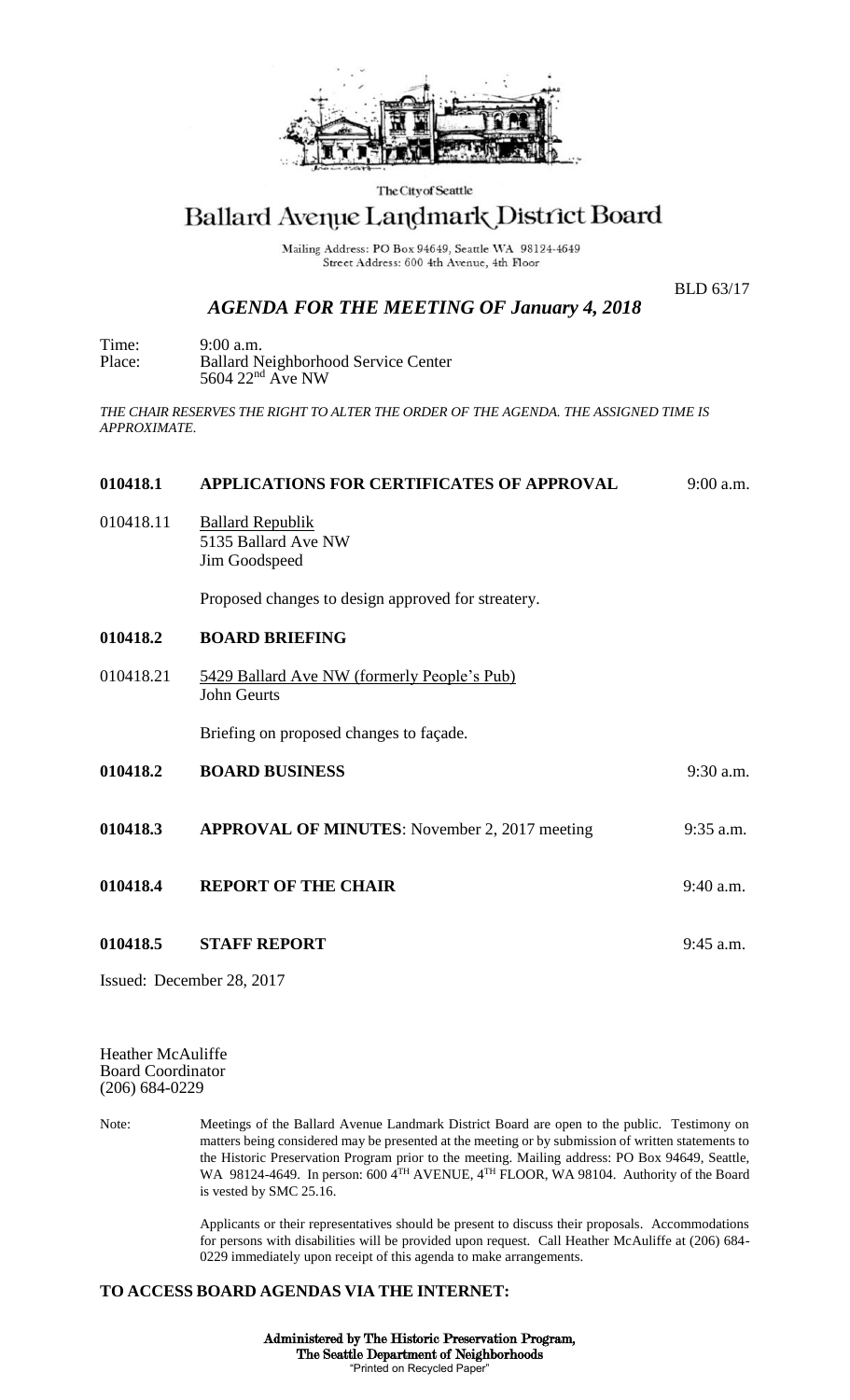The City of Seattle

# Ballard Avenue Landmark District Board

Mailing Address: PO Box 94649, Seattle WA 98124-4649
Street Address: 600 4th Avenue, 4th Floor

BLD 63/17

## *AGENDA FOR THE MEETING OF January 4, 2018*

Time: 9:00 a.m.
Place: Ballard Neighborhood Service Center
5604 22nd Ave NW

*THE CHAIR RESERVES THE RIGHT TO ALTER THE ORDER OF THE AGENDA. THE ASSIGNED TIME IS APPROXIMATE.*

**010418.1 APPLICATIONS FOR CERTIFICATES OF APPROVAL** 9:00 a.m.

010418.11 Ballard Republik
5135 Ballard Ave NW
Jim Goodspeed

Proposed changes to design approved for streatery.

**010418.2 BOARD BRIEFING**

010418.21 5429 Ballard Ave NW (formerly People's Pub)
John Geurts

Briefing on proposed changes to façade.

**010418.2 BOARD BUSINESS** 9:30 a.m.

**010418.3 APPROVAL OF MINUTES**: November 2, 2017 meeting 9:35 a.m.

**010418.4 REPORT OF THE CHAIR** 9:40 a.m.

**010418.5 STAFF REPORT** 9:45 a.m.

Issued: December 28, 2017

Heather McAuliffe
Board Coordinator
(206) 684-0229

Note: Meetings of the Ballard Avenue Landmark District Board are open to the public. Testimony on matters being considered may be presented at the meeting or by submission of written statements to the Historic Preservation Program prior to the meeting. Mailing address: PO Box 94649, Seattle, WA 98124-4649. In person: 600 4TH AVENUE, 4TH FLOOR, WA 98104. Authority of the Board is vested by SMC 25.16.

Applicants or their representatives should be present to discuss their proposals. Accommodations for persons with disabilities will be provided upon request. Call Heather McAuliffe at (206) 684-0229 immediately upon receipt of this agenda to make arrangements.

**TO ACCESS BOARD AGENDAS VIA THE INTERNET:**

**Administered by The Historic Preservation Program, The Seattle Department of Neighborhoods**
"Printed on Recycled Paper"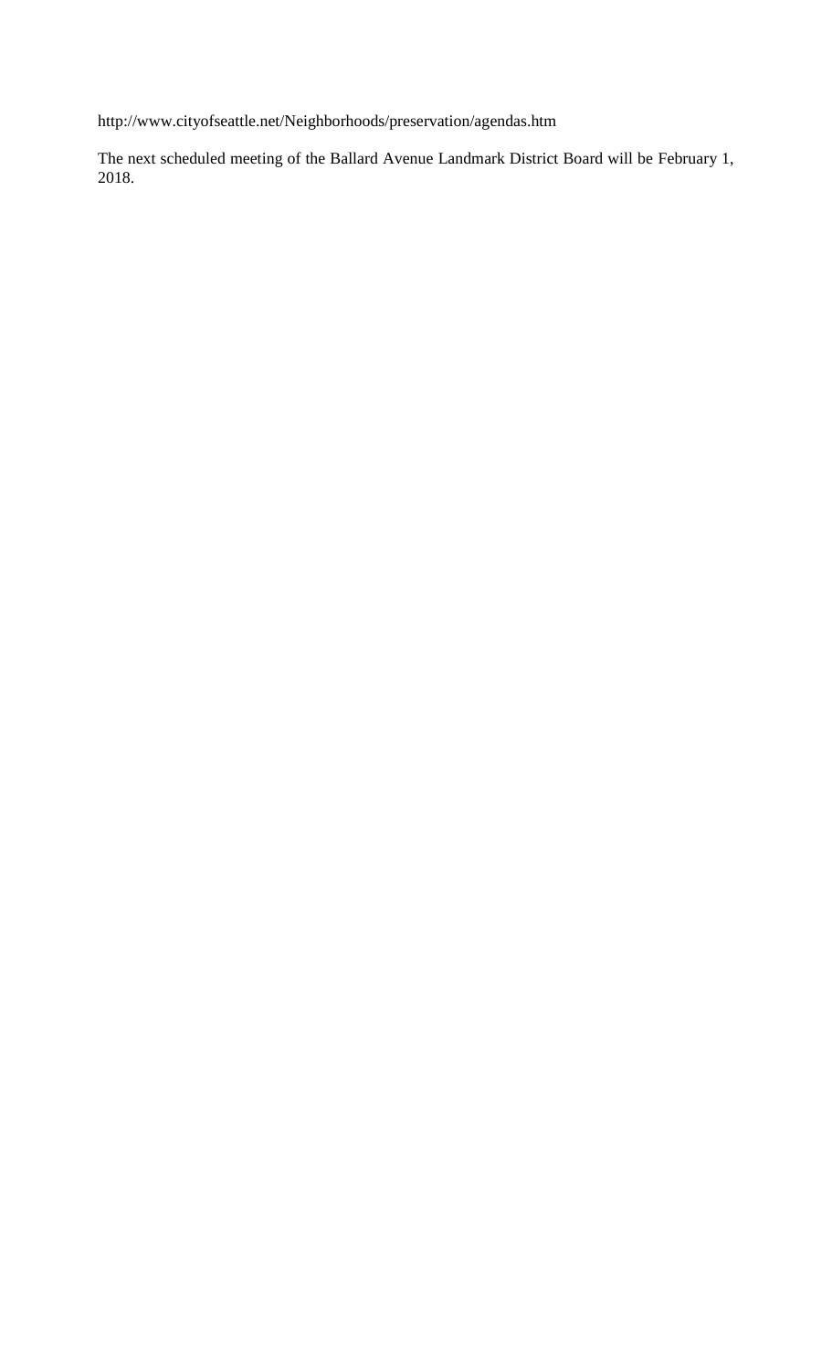http://www.cityofseattle.net/Neighborhoods/preservation/agendas.htm

The next scheduled meeting of the Ballard Avenue Landmark District Board will be February 1, 2018.